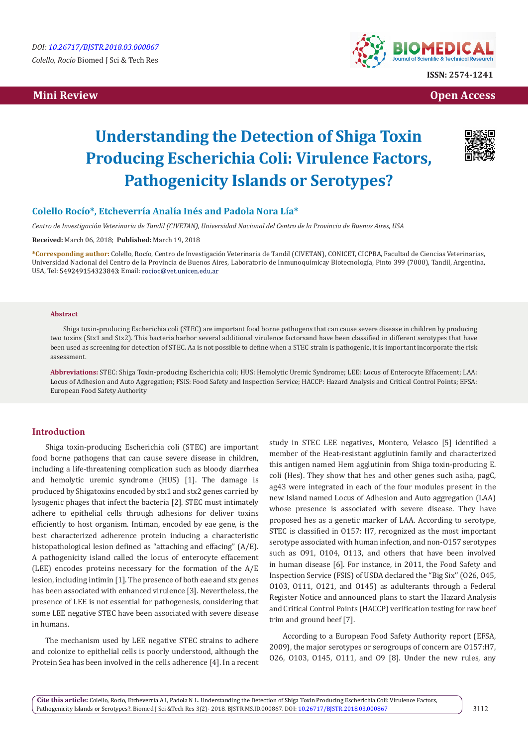DOI: 10.26717/BJSTR.2018.03.000867

*Colello, Rocío* Biomed J Sci & Tech Res

ISSN: 2574-1241

**Mini Review** **Open Access**

# Understanding the Detection of Shiga Toxin Producing Escherichia Coli: Virulence Factors, Pathogenicity Islands or Serotypes?

**Colello Rocío\*, Etcheverría Analía Inés and Padola Nora Lía\***

*Centro de Investigación Veterinaria de Tandil (CIVETAN), Universidad Nacional del Centro de la Provincia de Buenos Aires, USA*

**Received:** March 06, 2018; **Published:** March 19, 2018

**\*Corresponding author:** Colello, Rocío, Centro de Investigación Veterinaria de Tandil (CIVETAN), CONICET, CICPBA, Facultad de Ciencias Veterinarias, Universidad Nacional del Centro de la Provincia de Buenos Aires, Laboratorio de Inmunoquímicay Biotecnología, Pinto 399 (7000), Tandil, Argentina, USA, Tel: 549249154323843; Email: rocioc@vet.unicen.edu.ar

**Abstract**

Shiga toxin-producing Escherichia coli (STEC) are important food borne pathogens that can cause severe disease in children by producing two toxins (Stx1 and Stx2). This bacteria harbor several additional virulence factorsand have been classified in different serotypes that have been used as screening for detection of STEC. Aa is not possible to define when a STEC strain is pathogenic, it is important incorporate the risk assessment.

**Abbreviations:** STEC: Shiga Toxin-producing Escherichia coli; HUS: Hemolytic Uremic Syndrome; LEE: Locus of Enterocyte Effacement; LAA: Locus of Adhesion and Auto Aggregation; FSIS: Food Safety and Inspection Service; HACCP: Hazard Analysis and Critical Control Points; EFSA: European Food Safety Authority

## Introduction

Shiga toxin-producing Escherichia coli (STEC) are important food borne pathogens that can cause severe disease in children, including a life-threatening complication such as bloody diarrhea and hemolytic uremic syndrome (HUS) [1]. The damage is produced by Shigatoxins encoded by stx1 and stx2 genes carried by lysogenic phages that infect the bacteria [2]. STEC must intimately adhere to epithelial cells through adhesions for deliver toxins efficiently to host organism. Intiman, encoded by eae gene, is the best characterized adherence protein inducing a characteristic histopathological lesion defined as "attaching and effacing" (A/E). A pathogenicity island called the locus of enterocyte effacement (LEE) encodes proteins necessary for the formation of the A/E lesion, including intimin [1]. The presence of both eae and stx genes has been associated with enhanced virulence [3]. Nevertheless, the presence of LEE is not essential for pathogenesis, considering that some LEE negative STEC have been associated with severe disease in humans.

The mechanism used by LEE negative STEC strains to adhere and colonize to epithelial cells is poorly understood, although the Protein Sea has been involved in the cells adherence [4]. In a recent study in STEC LEE negatives, Montero, Velasco [5] identified a member of the Heat-resistant agglutinin family and characterized this antigen named Hem agglutinin from Shiga toxin-producing E. coli (Hes). They show that hes and other genes such asiha, pagC, ag43 were integrated in each of the four modules present in the new Island named Locus of Adhesion and Auto aggregation (LAA) whose presence is associated with severe disease. They have proposed hes as a genetic marker of LAA. According to serotype, STEC is classified in O157: H7, recognized as the most important serotype associated with human infection, and non-O157 serotypes such as O91, O104, O113, and others that have been involved in human disease [6]. For instance, in 2011, the Food Safety and Inspection Service (FSIS) of USDA declared the "Big Six" (O26, O45, O103, O111, O121, and O145) as adulterants through a Federal Register Notice and announced plans to start the Hazard Analysis and Critical Control Points (HACCP) verification testing for raw beef trim and ground beef [7].

According to a European Food Safety Authority report (EFSA, 2009), the major serotypes or serogroups of concern are O157:H7, O26, O103, O145, O111, and O9 [8]. Under the new rules, any

**Cite this article:** Colello, Rocío, Etcheverría A I, Padola N L. Understanding the Detection of Shiga Toxin Producing Escherichia Coli: Virulence Factors, Pathogenicity Islands or Serotypes?. Biomed J Sci &Tech Res 3(2)- 2018. BJSTR.MS.ID.000867. DOI: 10.26717/BJSTR.2018.03.000867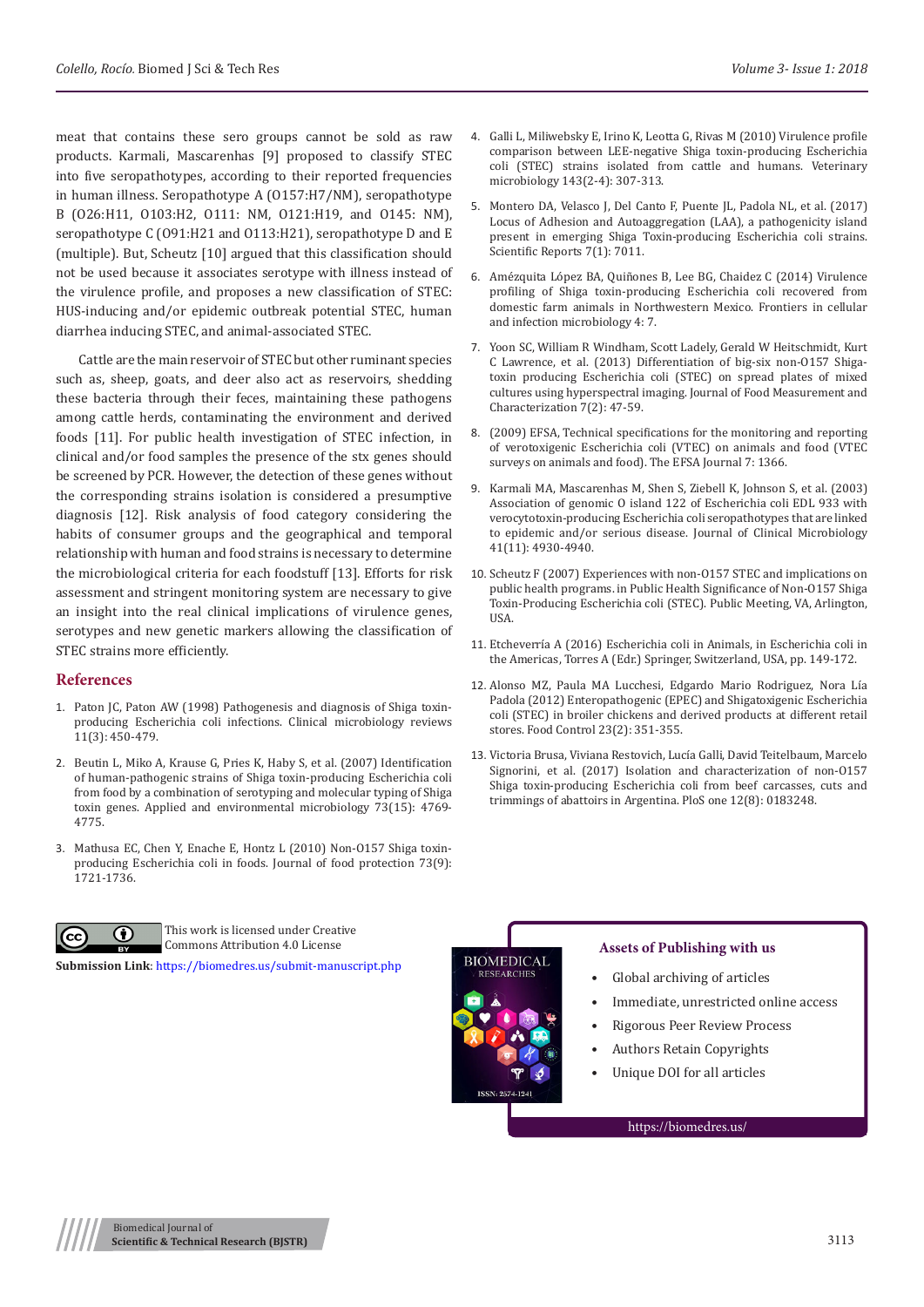meat that contains these sero groups cannot be sold as raw products. Karmali, Mascarenhas [9] proposed to classify STEC into five seropathotypes, according to their reported frequencies in human illness. Seropathotype A (O157:H7/NM), seropathotype B (O26:H11, O103:H2, O111: NM, O121:H19, and O145: NM), seropathotype C (O91:H21 and O113:H21), seropathotype D and E (multiple). But, Scheutz [10] argued that this classification should not be used because it associates serotype with illness instead of the virulence profile, and proposes a new classification of STEC: HUS-inducing and/or epidemic outbreak potential STEC, human diarrhea inducing STEC, and animal-associated STEC.

Cattle are the main reservoir of STEC but other ruminant species such as, sheep, goats, and deer also act as reservoirs, shedding these bacteria through their feces, maintaining these pathogens among cattle herds, contaminating the environment and derived foods [11]. For public health investigation of STEC infection, in clinical and/or food samples the presence of the stx genes should be screened by PCR. However, the detection of these genes without the corresponding strains isolation is considered a presumptive diagnosis [12]. Risk analysis of food category considering the habits of consumer groups and the geographical and temporal relationship with human and food strains is necessary to determine the microbiological criteria for each foodstuff [13]. Efforts for risk assessment and stringent monitoring system are necessary to give an insight into the real clinical implications of virulence genes, serotypes and new genetic markers allowing the classification of STEC strains more efficiently.

## References

1. Paton JC, Paton AW (1998) Pathogenesis and diagnosis of Shiga toxin-producing Escherichia coli infections. Clinical microbiology reviews 11(3): 450-479.
2. Beutin L, Miko A, Krause G, Pries K, Haby S, et al. (2007) Identification of human-pathogenic strains of Shiga toxin-producing Escherichia coli from food by a combination of serotyping and molecular typing of Shiga toxin genes. Applied and environmental microbiology 73(15): 4769-4775.
3. Mathusa EC, Chen Y, Enache E, Hontz L (2010) Non-O157 Shiga toxin-producing Escherichia coli in foods. Journal of food protection 73(9): 1721-1736.
4. Galli L, Miliwebsky E, Irino K, Leotta G, Rivas M (2010) Virulence profile comparison between LEE-negative Shiga toxin-producing Escherichia coli (STEC) strains isolated from cattle and humans. Veterinary microbiology 143(2-4): 307-313.
5. Montero DA, Velasco J, Del Canto F, Puente JL, Padola NL, et al. (2017) Locus of Adhesion and Autoaggregation (LAA), a pathogenicity island present in emerging Shiga Toxin-producing Escherichia coli strains. Scientific Reports 7(1): 7011.
6. Amézquita López BA, Quiñones B, Lee BG, Chaidez C (2014) Virulence profiling of Shiga toxin-producing Escherichia coli recovered from domestic farm animals in Northwestern Mexico. Frontiers in cellular and infection microbiology 4: 7.
7. Yoon SC, William R Windham, Scott Ladely, Gerald W Heitschmidt, Kurt C Lawrence, et al. (2013) Differentiation of big-six non-O157 Shiga-toxin producing Escherichia coli (STEC) on spread plates of mixed cultures using hyperspectral imaging. Journal of Food Measurement and Characterization 7(2): 47-59.
8. (2009) EFSA, Technical specifications for the monitoring and reporting of verotoxigenic Escherichia coli (VTEC) on animals and food (VTEC surveys on animals and food). The EFSA Journal 7: 1366.
9. Karmali MA, Mascarenhas M, Shen S, Ziebell K, Johnson S, et al. (2003) Association of genomic O island 122 of Escherichia coli EDL 933 with verocytotoxin-producing Escherichia coli seropathotypes that are linked to epidemic and/or serious disease. Journal of Clinical Microbiology 41(11): 4930-4940.
10. Scheutz F (2007) Experiences with non-O157 STEC and implications on public health programs. in Public Health Significance of Non-O157 Shiga Toxin-Producing Escherichia coli (STEC). Public Meeting, VA, Arlington, USA.
11. Etcheverría A (2016) Escherichia coli in Animals, in Escherichia coli in the Americas, Torres A (Edr.) Springer, Switzerland, USA, pp. 149-172.
12. Alonso MZ, Paula MA Lucchesi, Edgardo Mario Rodriguez, Nora Lía Padola (2012) Enteropathogenic (EPEC) and Shigatoxigenic Escherichia coli (STEC) in broiler chickens and derived products at different retail stores. Food Control 23(2): 351-355.
13. Victoria Brusa, Viviana Restovich, Lucía Galli, David Teitelbaum, Marcelo Signorini, et al. (2017) Isolation and characterization of non-O157 Shiga toxin-producing Escherichia coli from beef carcasses, cuts and trimmings of abattoirs in Argentina. PloS one 12(8): 0183248.

This work is licensed under Creative Commons Attribution 4.0 License

**Submission Link**: https://biomedres.us/submit-manuscript.php

### Assets of Publishing with us

- Global archiving of articles
- Immediate, unrestricted online access
- Rigorous Peer Review Process
- Authors Retain Copyrights
- Unique DOI for all articles

https://biomedres.us/